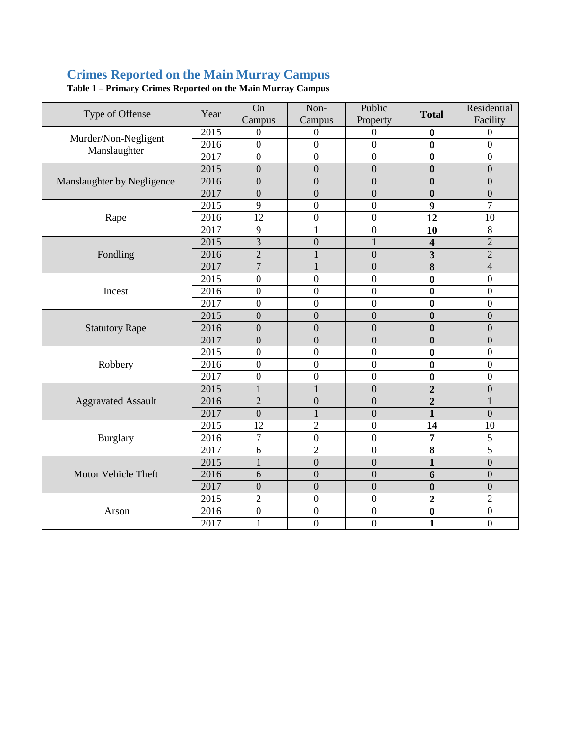## Crimes Reported on the Main Murray Campus

**Table 1 – Primary Crimes Reported on the Main Murray Campus**

| Type of Offense | Year | On Campus | Non-Campus | Public Property | **Total** | Residential Facility |
|---|---|---|---|---|---|---|
| Murder/Non-Negligent Manslaughter | 2015 | 0 | 0 | 0 | **0** | 0 |
| | 2016 | 0 | 0 | 0 | **0** | 0 |
| | 2017 | 0 | 0 | 0 | **0** | 0 |
| Manslaughter by Negligence | 2015 | 0 | 0 | 0 | **0** | 0 |
| | 2016 | 0 | 0 | 0 | **0** | 0 |
| | 2017 | 0 | 0 | 0 | **0** | 0 |
| Rape | 2015 | 9 | 0 | 0 | **9** | 7 |
| | 2016 | 12 | 0 | 0 | **12** | 10 |
| | 2017 | 9 | 1 | 0 | **10** | 8 |
| Fondling | 2015 | 3 | 0 | 1 | **4** | 2 |
| | 2016 | 2 | 1 | 0 | **3** | 2 |
| | 2017 | 7 | 1 | 0 | **8** | 4 |
| Incest | 2015 | 0 | 0 | 0 | **0** | 0 |
| | 2016 | 0 | 0 | 0 | **0** | 0 |
| | 2017 | 0 | 0 | 0 | **0** | 0 |
| Statutory Rape | 2015 | 0 | 0 | 0 | **0** | 0 |
| | 2016 | 0 | 0 | 0 | **0** | 0 |
| | 2017 | 0 | 0 | 0 | **0** | 0 |
| Robbery | 2015 | 0 | 0 | 0 | **0** | 0 |
| | 2016 | 0 | 0 | 0 | **0** | 0 |
| | 2017 | 0 | 0 | 0 | **0** | 0 |
| Aggravated Assault | 2015 | 1 | 1 | 0 | **2** | 0 |
| | 2016 | 2 | 0 | 0 | **2** | 1 |
| | 2017 | 0 | 1 | 0 | **1** | 0 |
| Burglary | 2015 | 12 | 2 | 0 | **14** | 10 |
| | 2016 | 7 | 0 | 0 | **7** | 5 |
| | 2017 | 6 | 2 | 0 | **8** | 5 |
| Motor Vehicle Theft | 2015 | 1 | 0 | 0 | **1** | 0 |
| | 2016 | 6 | 0 | 0 | **6** | 0 |
| | 2017 | 0 | 0 | 0 | **0** | 0 |
| Arson | 2015 | 2 | 0 | 0 | **2** | 2 |
| | 2016 | 0 | 0 | 0 | **0** | 0 |
| | 2017 | 1 | 0 | 0 | **1** | 0 |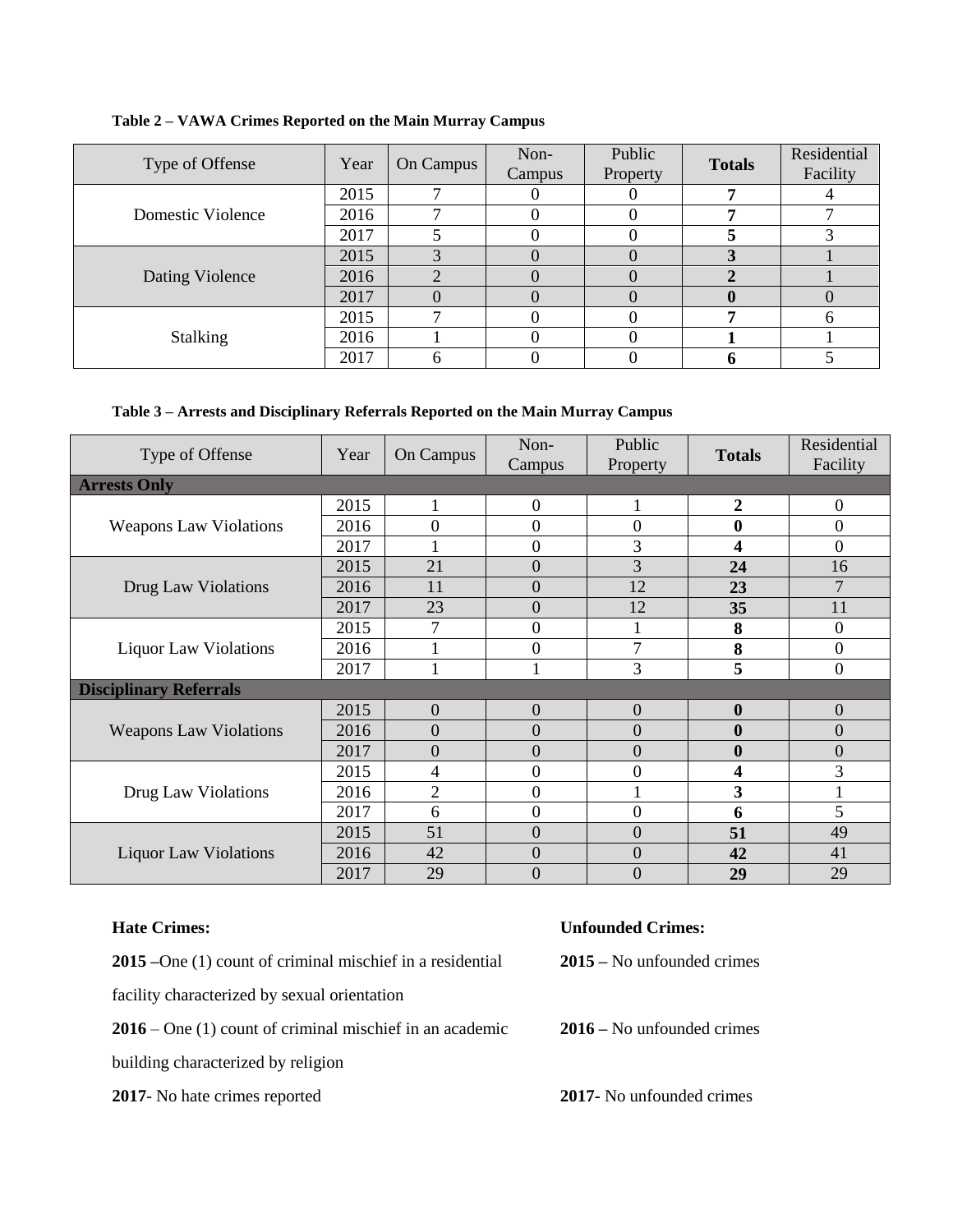**Table 2 – VAWA Crimes Reported on the Main Murray Campus**

| Type of Offense | Year | On Campus | Non-Campus | Public Property | **Totals** | Residential Facility |
|---|---|---|---|---|---|---|
| Domestic Violence | 2015 | 7 | 0 | 0 | **7** | 4 |
| | 2016 | 7 | 0 | 0 | **7** | 7 |
| | 2017 | 5 | 0 | 0 | **5** | 3 |
| Dating Violence | 2015 | 3 | 0 | 0 | **3** | 1 |
| | 2016 | 2 | 0 | 0 | **2** | 1 |
| | 2017 | 0 | 0 | 0 | **0** | 0 |
| Stalking | 2015 | 7 | 0 | 0 | **7** | 6 |
| | 2016 | 1 | 0 | 0 | **1** | 1 |
| | 2017 | 6 | 0 | 0 | **6** | 5 |

**Table 3 – Arrests and Disciplinary Referrals Reported on the Main Murray Campus**

| Type of Offense | Year | On Campus | Non-Campus | Public Property | **Totals** | Residential Facility |
|---|---|---|---|---|---|---|
| **Arrests Only** | | | | | | |
| Weapons Law Violations | 2015 | 1 | 0 | 1 | **2** | 0 |
| | 2016 | 0 | 0 | 0 | **0** | 0 |
| | 2017 | 1 | 0 | 3 | **4** | 0 |
| Drug Law Violations | 2015 | 21 | 0 | 3 | **24** | 16 |
| | 2016 | 11 | 0 | 12 | **23** | 7 |
| | 2017 | 23 | 0 | 12 | **35** | 11 |
| Liquor Law Violations | 2015 | 7 | 0 | 1 | **8** | 0 |
| | 2016 | 1 | 0 | 7 | **8** | 0 |
| | 2017 | 1 | 1 | 3 | **5** | 0 |
| **Disciplinary Referrals** | | | | | | |
| Weapons Law Violations | 2015 | 0 | 0 | 0 | **0** | 0 |
| | 2016 | 0 | 0 | 0 | **0** | 0 |
| | 2017 | 0 | 0 | 0 | **0** | 0 |
| Drug Law Violations | 2015 | 4 | 0 | 0 | **4** | 3 |
| | 2016 | 2 | 0 | 1 | **3** | 1 |
| | 2017 | 6 | 0 | 0 | **6** | 5 |
| Liquor Law Violations | 2015 | 51 | 0 | 0 | **51** | 49 |
| | 2016 | 42 | 0 | 0 | **42** | 41 |
| | 2017 | 29 | 0 | 0 | **29** | 29 |

**Hate Crimes:**

**2015** –One (1) count of criminal mischief in a residential facility characterized by sexual orientation

**2016** – One (1) count of criminal mischief in an academic building characterized by religion

**2017**- No hate crimes reported

**Unfounded Crimes:**

**2015 –** No unfounded crimes

**2016 –** No unfounded crimes

**2017**- No unfounded crimes